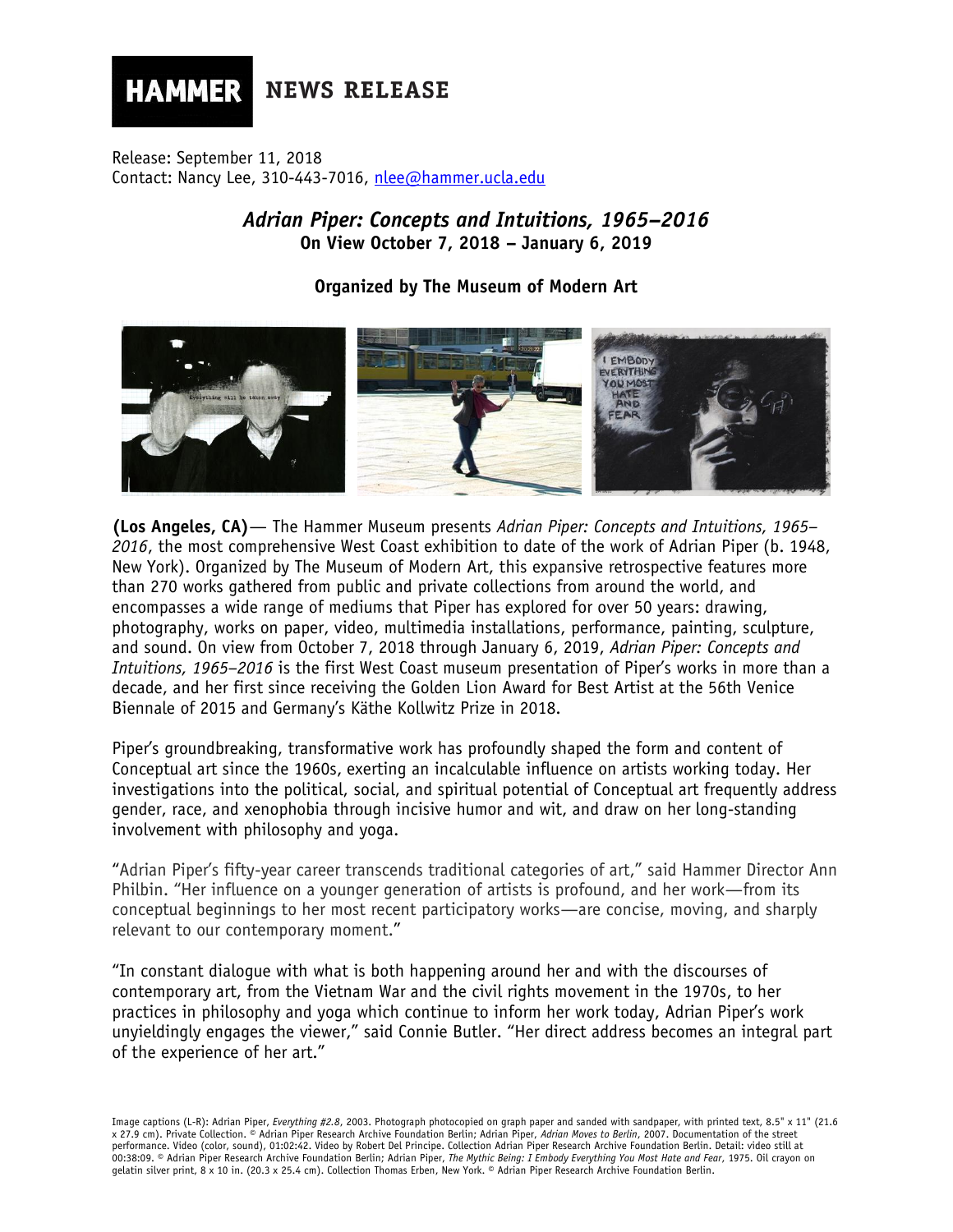**HAMMER** NEWS RELEASE

Release: September 11, 2018
Contact: Nancy Lee, 310-443-7016, nlee@hammer.ucla.edu

## *Adrian Piper: Concepts and Intuitions, 1965–2016*

**On View October 7, 2018 – January 6, 2019**

**Organized by The Museum of Modern Art**

**(Los Angeles, CA)**— The Hammer Museum presents *Adrian Piper: Concepts and Intuitions, 1965–2016*, the most comprehensive West Coast exhibition to date of the work of Adrian Piper (b. 1948, New York). Organized by The Museum of Modern Art, this expansive retrospective features more than 270 works gathered from public and private collections from around the world, and encompasses a wide range of mediums that Piper has explored for over 50 years: drawing, photography, works on paper, video, multimedia installations, performance, painting, sculpture, and sound. On view from October 7, 2018 through January 6, 2019, *Adrian Piper: Concepts and Intuitions, 1965–2016* is the first West Coast museum presentation of Piper's works in more than a decade, and her first since receiving the Golden Lion Award for Best Artist at the 56th Venice Biennale of 2015 and Germany's Käthe Kollwitz Prize in 2018.

Piper's groundbreaking, transformative work has profoundly shaped the form and content of Conceptual art since the 1960s, exerting an incalculable influence on artists working today. Her investigations into the political, social, and spiritual potential of Conceptual art frequently address gender, race, and xenophobia through incisive humor and wit, and draw on her long-standing involvement with philosophy and yoga.

"Adrian Piper's fifty-year career transcends traditional categories of art," said Hammer Director Ann Philbin. "Her influence on a younger generation of artists is profound, and her work—from its conceptual beginnings to her most recent participatory works—are concise, moving, and sharply relevant to our contemporary moment."

"In constant dialogue with what is both happening around her and with the discourses of contemporary art, from the Vietnam War and the civil rights movement in the 1970s, to her practices in philosophy and yoga which continue to inform her work today, Adrian Piper's work unyieldingly engages the viewer," said Connie Butler. "Her direct address becomes an integral part of the experience of her art."

Image captions (L-R): Adrian Piper, *Everything #2.8*, 2003. Photograph photocopied on graph paper and sanded with sandpaper, with printed text, 8.5" x 11" (21.6 x 27.9 cm). Private Collection. © Adrian Piper Research Archive Foundation Berlin; Adrian Piper, *Adrian Moves to Berlin*, 2007. Documentation of the street performance. Video (color, sound), 01:02:42. Video by Robert Del Principe. Collection Adrian Piper Research Archive Foundation Berlin. Detail: video still at 00:38:09. © Adrian Piper Research Archive Foundation Berlin; Adrian Piper, *The Mythic Being: I Embody Everything You Most Hate and Fear*, 1975. Oil crayon on gelatin silver print, 8 x 10 in. (20.3 x 25.4 cm). Collection Thomas Erben, New York. © Adrian Piper Research Archive Foundation Berlin.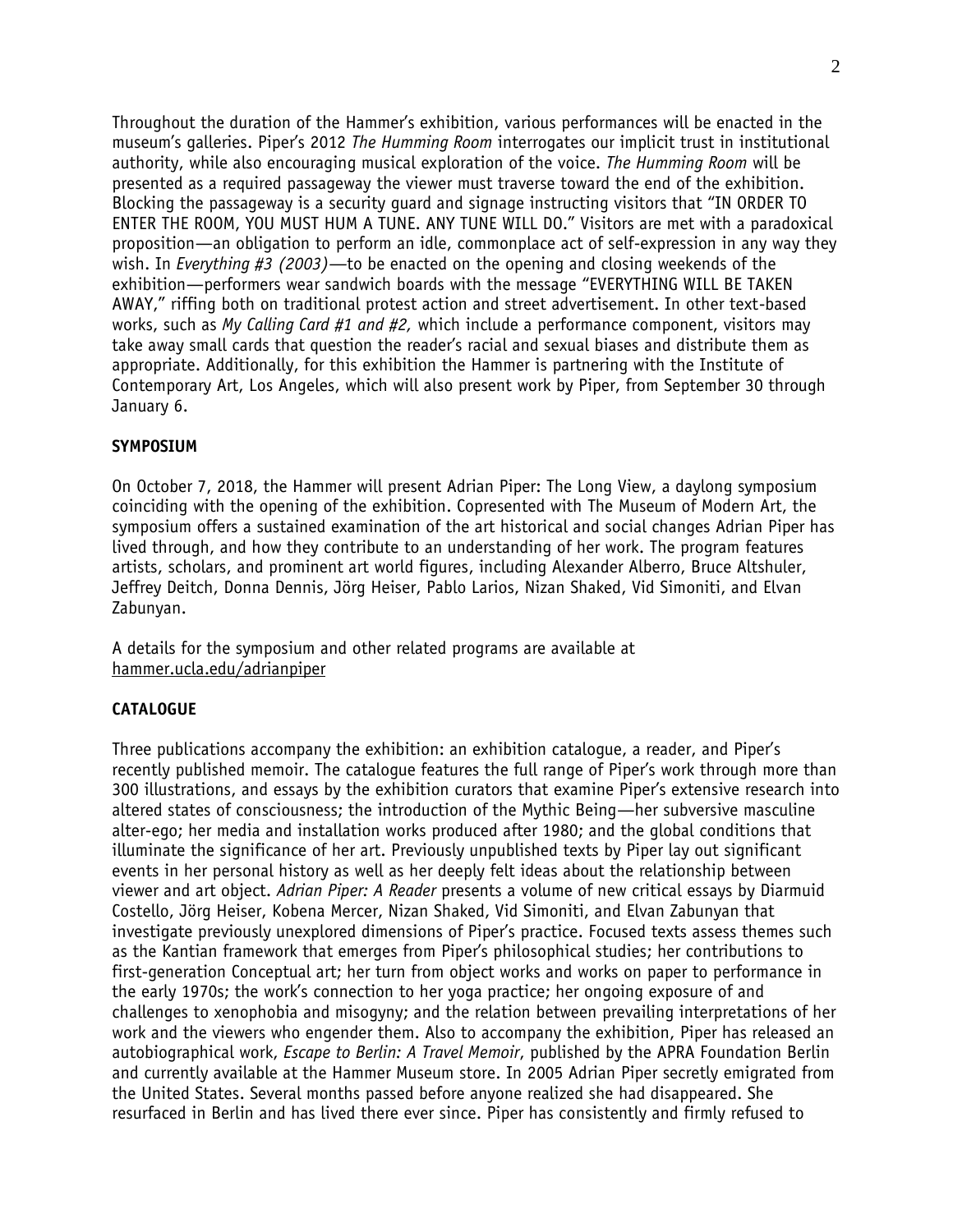Throughout the duration of the Hammer's exhibition, various performances will be enacted in the museum's galleries. Piper's 2012 *The Humming Room* interrogates our implicit trust in institutional authority, while also encouraging musical exploration of the voice. *The Humming Room* will be presented as a required passageway the viewer must traverse toward the end of the exhibition. Blocking the passageway is a security guard and signage instructing visitors that "IN ORDER TO ENTER THE ROOM, YOU MUST HUM A TUNE. ANY TUNE WILL DO." Visitors are met with a paradoxical proposition—an obligation to perform an idle, commonplace act of self-expression in any way they wish. In *Everything #3 (2003)*—to be enacted on the opening and closing weekends of the exhibition—performers wear sandwich boards with the message "EVERYTHING WILL BE TAKEN AWAY," riffing both on traditional protest action and street advertisement. In other text-based works, such as *My Calling Card #1 and #2,* which include a performance component, visitors may take away small cards that question the reader's racial and sexual biases and distribute them as appropriate. Additionally, for this exhibition the Hammer is partnering with the Institute of Contemporary Art, Los Angeles, which will also present work by Piper, from September 30 through January 6.

**SYMPOSIUM**

On October 7, 2018, the Hammer will present Adrian Piper: The Long View, a daylong symposium coinciding with the opening of the exhibition. Copresented with The Museum of Modern Art, the symposium offers a sustained examination of the art historical and social changes Adrian Piper has lived through, and how they contribute to an understanding of her work. The program features artists, scholars, and prominent art world figures, including Alexander Alberro, Bruce Altshuler, Jeffrey Deitch, Donna Dennis, Jörg Heiser, Pablo Larios, Nizan Shaked, Vid Simoniti, and Elvan Zabunyan.

A details for the symposium and other related programs are available at hammer.ucla.edu/adrianpiper

**CATALOGUE**

Three publications accompany the exhibition: an exhibition catalogue, a reader, and Piper's recently published memoir. The catalogue features the full range of Piper's work through more than 300 illustrations, and essays by the exhibition curators that examine Piper's extensive research into altered states of consciousness; the introduction of the Mythic Being—her subversive masculine alter-ego; her media and installation works produced after 1980; and the global conditions that illuminate the significance of her art. Previously unpublished texts by Piper lay out significant events in her personal history as well as her deeply felt ideas about the relationship between viewer and art object. *Adrian Piper: A Reader* presents a volume of new critical essays by Diarmuid Costello, Jörg Heiser, Kobena Mercer, Nizan Shaked, Vid Simoniti, and Elvan Zabunyan that investigate previously unexplored dimensions of Piper's practice. Focused texts assess themes such as the Kantian framework that emerges from Piper's philosophical studies; her contributions to first-generation Conceptual art; her turn from object works and works on paper to performance in the early 1970s; the work's connection to her yoga practice; her ongoing exposure of and challenges to xenophobia and misogyny; and the relation between prevailing interpretations of her work and the viewers who engender them. Also to accompany the exhibition, Piper has released an autobiographical work, *Escape to Berlin: A Travel Memoir*, published by the APRA Foundation Berlin and currently available at the Hammer Museum store. In 2005 Adrian Piper secretly emigrated from the United States. Several months passed before anyone realized she had disappeared. She resurfaced in Berlin and has lived there ever since. Piper has consistently and firmly refused to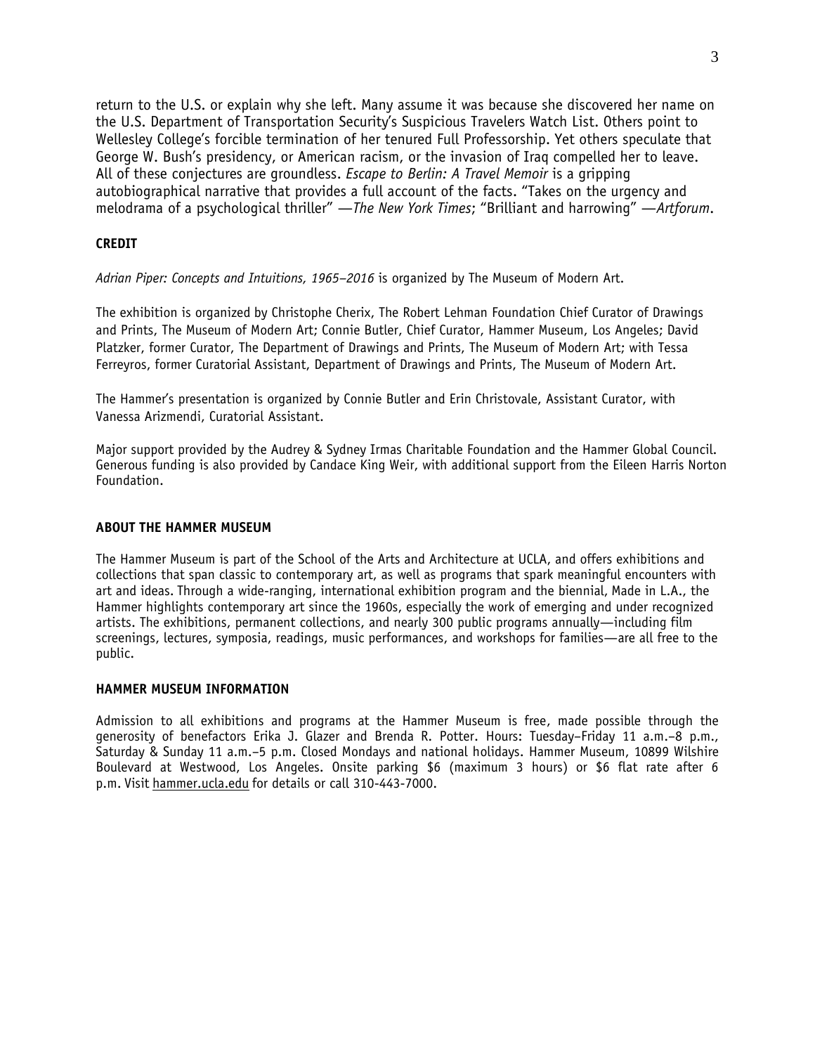return to the U.S. or explain why she left. Many assume it was because she discovered her name on the U.S. Department of Transportation Security's Suspicious Travelers Watch List. Others point to Wellesley College's forcible termination of her tenured Full Professorship. Yet others speculate that George W. Bush's presidency, or American racism, or the invasion of Iraq compelled her to leave. All of these conjectures are groundless. *Escape to Berlin: A Travel Memoir* is a gripping autobiographical narrative that provides a full account of the facts. "Takes on the urgency and melodrama of a psychological thriller" —*The New York Times*; "Brilliant and harrowing" —*Artforum*.

**CREDIT**

*Adrian Piper: Concepts and Intuitions, 1965–2016* is organized by The Museum of Modern Art.

The exhibition is organized by Christophe Cherix, The Robert Lehman Foundation Chief Curator of Drawings and Prints, The Museum of Modern Art; Connie Butler, Chief Curator, Hammer Museum, Los Angeles; David Platzker, former Curator, The Department of Drawings and Prints, The Museum of Modern Art; with Tessa Ferreyros, former Curatorial Assistant, Department of Drawings and Prints, The Museum of Modern Art.

The Hammer's presentation is organized by Connie Butler and Erin Christovale, Assistant Curator, with Vanessa Arizmendi, Curatorial Assistant.

Major support provided by the Audrey & Sydney Irmas Charitable Foundation and the Hammer Global Council. Generous funding is also provided by Candace King Weir, with additional support from the Eileen Harris Norton Foundation.

**ABOUT THE HAMMER MUSEUM**

The Hammer Museum is part of the School of the Arts and Architecture at UCLA, and offers exhibitions and collections that span classic to contemporary art, as well as programs that spark meaningful encounters with art and ideas. Through a wide-ranging, international exhibition program and the biennial, Made in L.A., the Hammer highlights contemporary art since the 1960s, especially the work of emerging and under recognized artists. The exhibitions, permanent collections, and nearly 300 public programs annually—including film screenings, lectures, symposia, readings, music performances, and workshops for families—are all free to the public.

**HAMMER MUSEUM INFORMATION**

Admission to all exhibitions and programs at the Hammer Museum is free, made possible through the generosity of benefactors Erika J. Glazer and Brenda R. Potter. Hours: Tuesday–Friday 11 a.m.–8 p.m., Saturday & Sunday 11 a.m.–5 p.m. Closed Mondays and national holidays. Hammer Museum, 10899 Wilshire Boulevard at Westwood, Los Angeles. Onsite parking $6 (maximum 3 hours) or $6 flat rate after 6 p.m. Visit hammer.ucla.edu for details or call 310-443-7000.